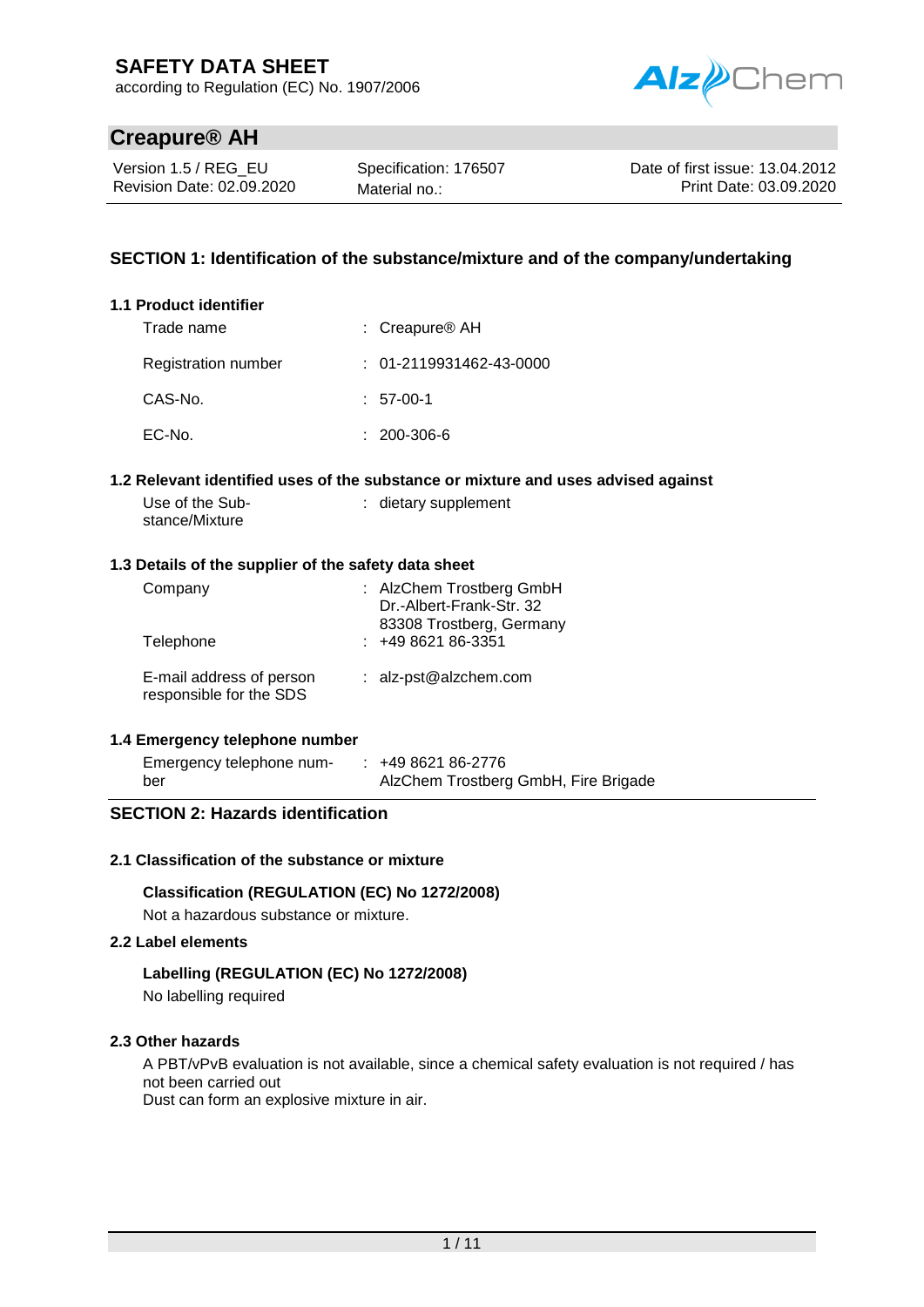# SAFETY DATA SHEET

according to Regulation (EC) No. 1907/2006

## Creapure® AH

| | | |
|---|---|---|
| Version 1.5 / REG_EU | Specification: 176507 | Date of first issue: 13.04.2012 |
| Revision Date: 02.09.2020 | Material no.: | Print Date: 03.09.2020 |

## SECTION 1: Identification of the substance/mixture and of the company/undertaking

### 1.1 Product identifier

| | |
|---|---|
| Trade name | : Creapure® AH |
| Registration number | : 01-2119931462-43-0000 |
| CAS-No. | : 57-00-1 |
| EC-No. | : 200-306-6 |

### 1.2 Relevant identified uses of the substance or mixture and uses advised against

| | |
|---|---|
| Use of the Substance/Mixture | : dietary supplement |

### 1.3 Details of the supplier of the safety data sheet

| | |
|---|---|
| Company | : AlzChem Trostberg GmbH<br>Dr.-Albert-Frank-Str. 32<br>83308 Trostberg, Germany |
| Telephone | : +49 8621 86-3351 |
| E-mail address of person responsible for the SDS | : alz-pst@alzchem.com |

### 1.4 Emergency telephone number

| | |
|---|---|
| Emergency telephone number | : +49 8621 86-2776<br>AlzChem Trostberg GmbH, Fire Brigade |

## SECTION 2: Hazards identification

### 2.1 Classification of the substance or mixture

**Classification (REGULATION (EC) No 1272/2008)**

Not a hazardous substance or mixture.

### 2.2 Label elements

**Labelling (REGULATION (EC) No 1272/2008)**

No labelling required

### 2.3 Other hazards

A PBT/vPvB evaluation is not available, since a chemical safety evaluation is not required / has not been carried out

Dust can form an explosive mixture in air.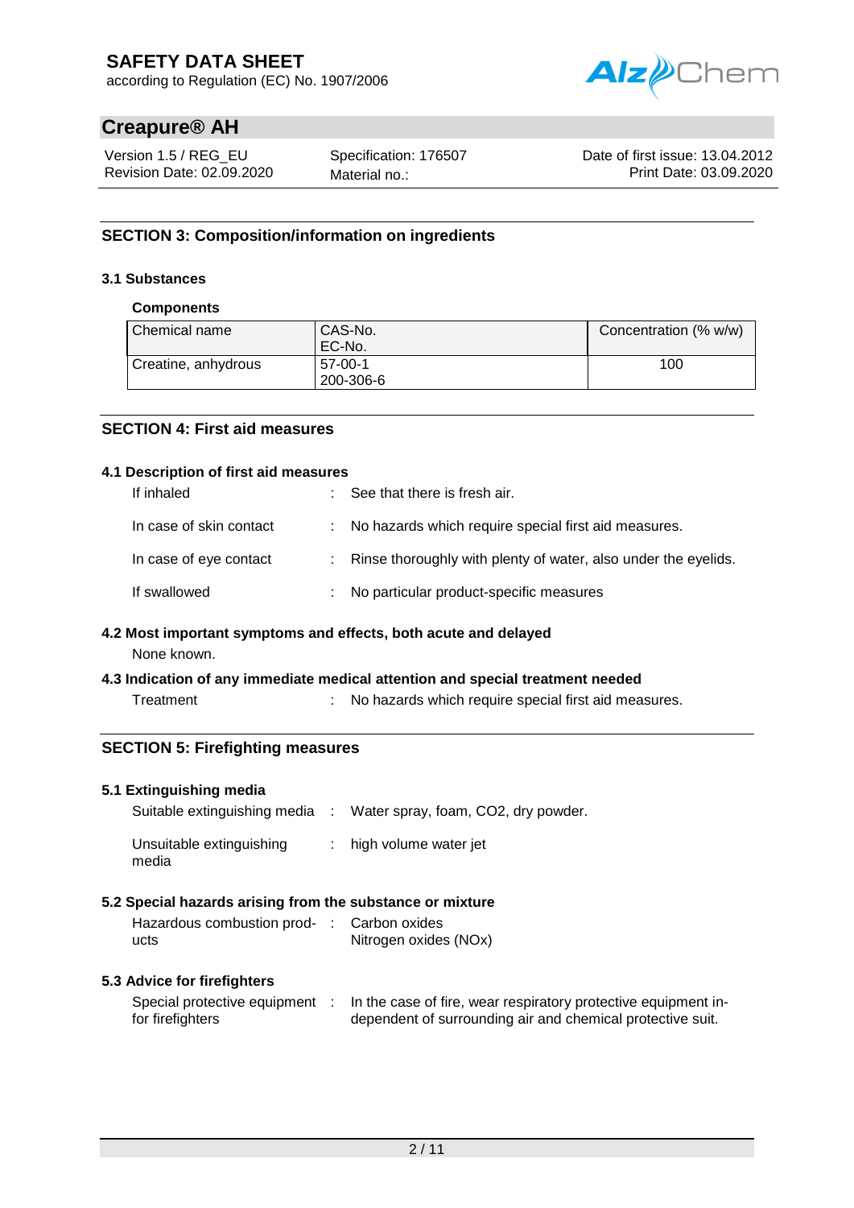## SECTION 3: Composition/information on ingredients

### 3.1 Substances

**Components**

| Chemical name | CAS-No.<br>EC-No. | Concentration (% w/w) |
|---|---|---|
| Creatine, anhydrous | 57-00-1<br>200-306-6 | 100 |

## SECTION 4: First aid measures

### 4.1 Description of first aid measures

| | | |
|---|---|---|
| If inhaled | : | See that there is fresh air. |
| In case of skin contact | : | No hazards which require special first aid measures. |
| In case of eye contact | : | Rinse thoroughly with plenty of water, also under the eyelids. |
| If swallowed | : | No particular product-specific measures |

### 4.2 Most important symptoms and effects, both acute and delayed

None known.

### 4.3 Indication of any immediate medical attention and special treatment needed

| | | |
|---|---|---|
| Treatment | : | No hazards which require special first aid measures. |

## SECTION 5: Firefighting measures

### 5.1 Extinguishing media

| | | |
|---|---|---|
| Suitable extinguishing media | : | Water spray, foam, $CO_2$, dry powder. |
| Unsuitable extinguishing media | : | high volume water jet |

### 5.2 Special hazards arising from the substance or mixture

| | | |
|---|---|---|
| Hazardous combustion products | : | Carbon oxides<br>Nitrogen oxides ($NO_x$) |

### 5.3 Advice for firefighters

| | | |
|---|---|---|
| Special protective equipment for firefighters | : | In the case of fire, wear respiratory protective equipment independent of surrounding air and chemical protective suit. |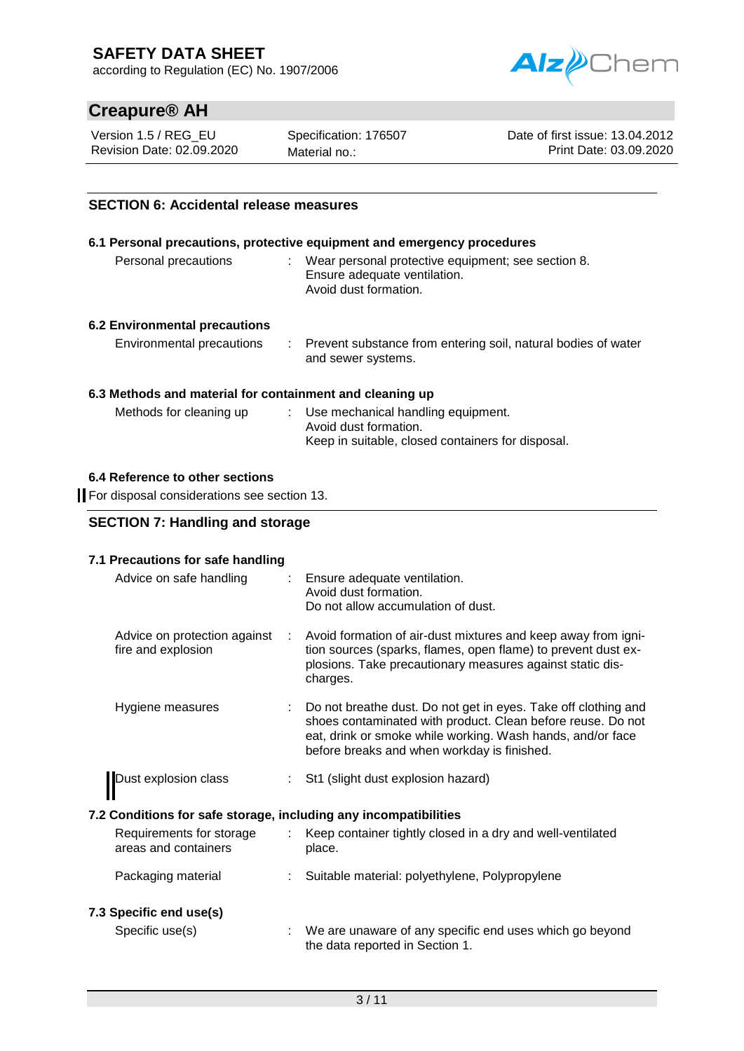## SECTION 6: Accidental release measures

### 6.1 Personal precautions, protective equipment and emergency procedures

| | | |
|---|---|---|
| Personal precautions | : | Wear personal protective equipment; see section 8. Ensure adequate ventilation. Avoid dust formation. |

### 6.2 Environmental precautions

| | | |
|---|---|---|
| Environmental precautions | : | Prevent substance from entering soil, natural bodies of water and sewer systems. |

### 6.3 Methods and material for containment and cleaning up

| | | |
|---|---|---|
| Methods for cleaning up | : | Use mechanical handling equipment. Avoid dust formation. Keep in suitable, closed containers for disposal. |

### 6.4 Reference to other sections

For disposal considerations see section 13.

## SECTION 7: Handling and storage

### 7.1 Precautions for safe handling

| | | |
|---|---|---|
| Advice on safe handling | : | Ensure adequate ventilation. Avoid dust formation. Do not allow accumulation of dust. |
| Advice on protection against fire and explosion | : | Avoid formation of air-dust mixtures and keep away from ignition sources (sparks, flames, open flame) to prevent dust explosions. Take precautionary measures against static discharges. |
| Hygiene measures | : | Do not breathe dust. Do not get in eyes. Take off clothing and shoes contaminated with product. Clean before reuse. Do not eat, drink or smoke while working. Wash hands, and/or face before breaks and when workday is finished. |
| Dust explosion class | : | St1 (slight dust explosion hazard) |

### 7.2 Conditions for safe storage, including any incompatibilities

| | | |
|---|---|---|
| Requirements for storage areas and containers | : | Keep container tightly closed in a dry and well-ventilated place. |
| Packaging material | : | Suitable material: polyethylene, Polypropylene |

### 7.3 Specific end use(s)

| | | |
|---|---|---|
| Specific use(s) | : | We are unaware of any specific end uses which go beyond the data reported in Section 1. |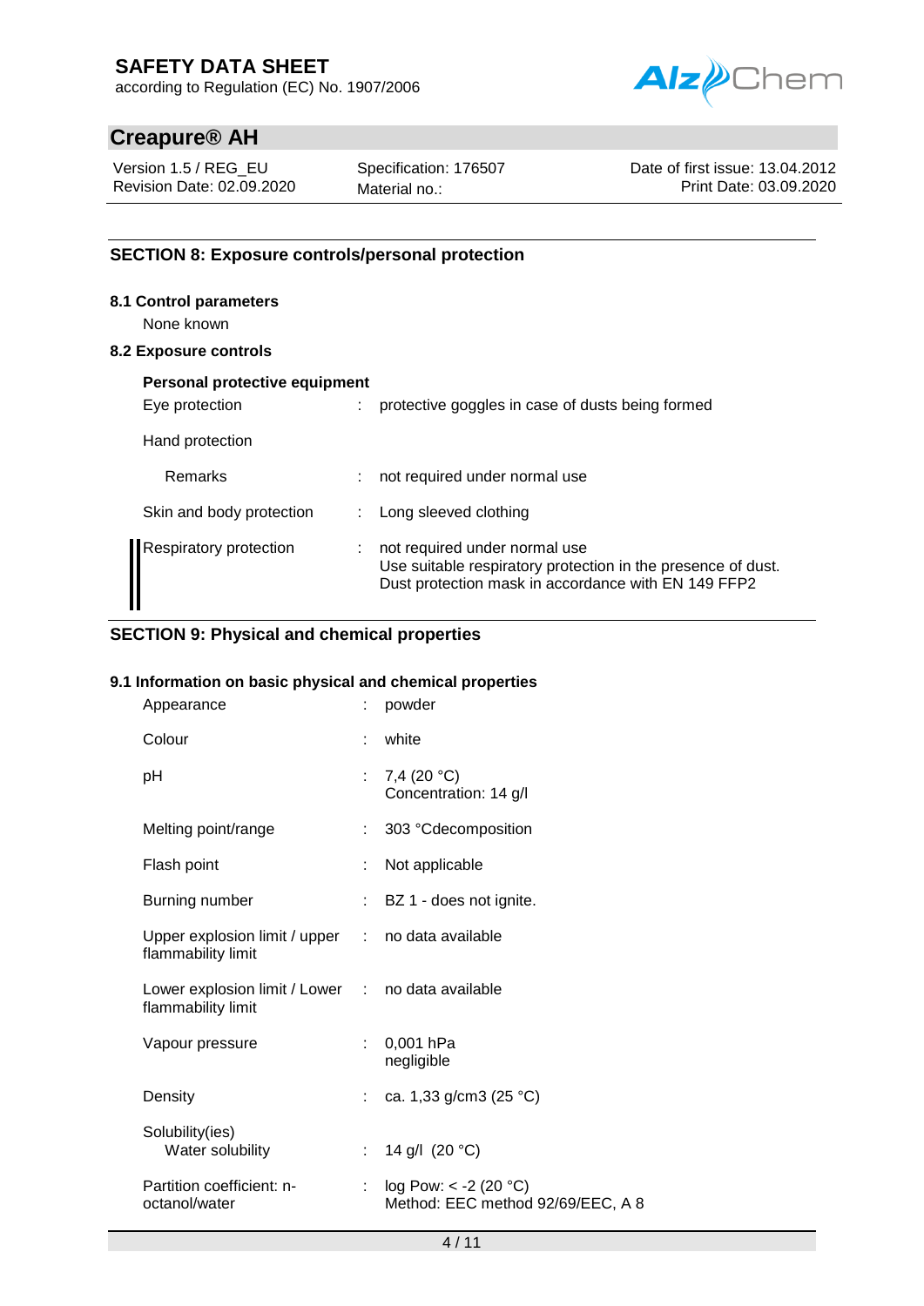## SECTION 8: Exposure controls/personal protection

### 8.1 Control parameters

None known

### 8.2 Exposure controls

**Personal protective equipment**

| | | |
|---|---|---|
| Eye protection | : | protective goggles in case of dusts being formed |
| Hand protection | | |
| Remarks | : | not required under normal use |
| Skin and body protection | : | Long sleeved clothing |
| Respiratory protection | : | not required under normal use<br>Use suitable respiratory protection in the presence of dust.<br>Dust protection mask in accordance with EN 149 FFP2 |

## SECTION 9: Physical and chemical properties

### 9.1 Information on basic physical and chemical properties

| | | |
|---|---|---|
| Appearance | : | powder |
| Colour | : | white |
| pH | : | 7,4 (20 °C)<br>Concentration: 14 g/l |
| Melting point/range | : | 303 °Cdecomposition |
| Flash point | : | Not applicable |
| Burning number | : | BZ 1 - does not ignite. |
| Upper explosion limit / upper flammability limit | : | no data available |
| Lower explosion limit / Lower flammability limit | : | no data available |
| Vapour pressure | : | 0,001 hPa<br>negligible |
| Density | : | ca. 1,33 g/cm3 (25 °C) |
| Solubility(ies)<br>Water solubility | : | 14 g/l (20 °C) |
| Partition coefficient: n-octanol/water | : | log Pow: < -2 (20 °C)<br>Method: EEC method 92/69/EEC, A 8 |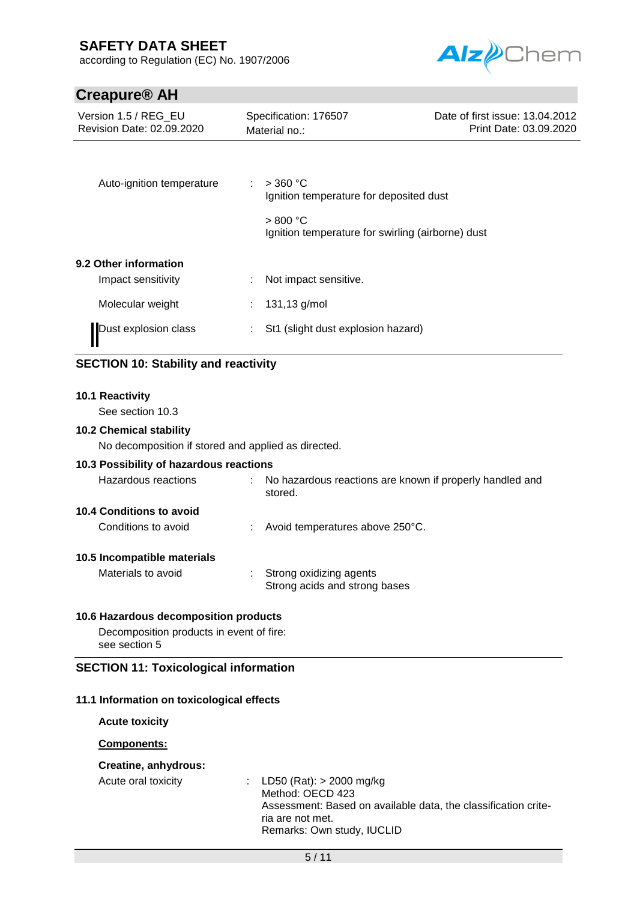| | | |
|---|---|---|
| Auto-ignition temperature | : | > 360 °C<br>Ignition temperature for deposited dust<br><br>> 800 °C<br>Ignition temperature for swirling (airborne) dust |

**9.2 Other information**

| | | |
|---|---|---|
| Impact sensitivity | : | Not impact sensitive. |
| Molecular weight | : | 131,13 g/mol |
| Dust explosion class | : | St1 (slight dust explosion hazard) |

## SECTION 10: Stability and reactivity

**10.1 Reactivity**

See section 10.3

**10.2 Chemical stability**

No decomposition if stored and applied as directed.

**10.3 Possibility of hazardous reactions**

| | | |
|---|---|---|
| Hazardous reactions | : | No hazardous reactions are known if properly handled and stored. |

**10.4 Conditions to avoid**

| | | |
|---|---|---|
| Conditions to avoid | : | Avoid temperatures above 250°C. |

**10.5 Incompatible materials**

| | | |
|---|---|---|
| Materials to avoid | : | Strong oxidizing agents<br>Strong acids and strong bases |

**10.6 Hazardous decomposition products**

Decomposition products in event of fire:
see section 5

## SECTION 11: Toxicological information

**11.1 Information on toxicological effects**

**Acute toxicity**

**Components:**

**Creatine, anhydrous:**

| | | |
|---|---|---|
| Acute oral toxicity | : | LD50 (Rat): > 2000 mg/kg<br>Method: OECD 423<br>Assessment: Based on available data, the classification criteria are not met.<br>Remarks: Own study, IUCLID |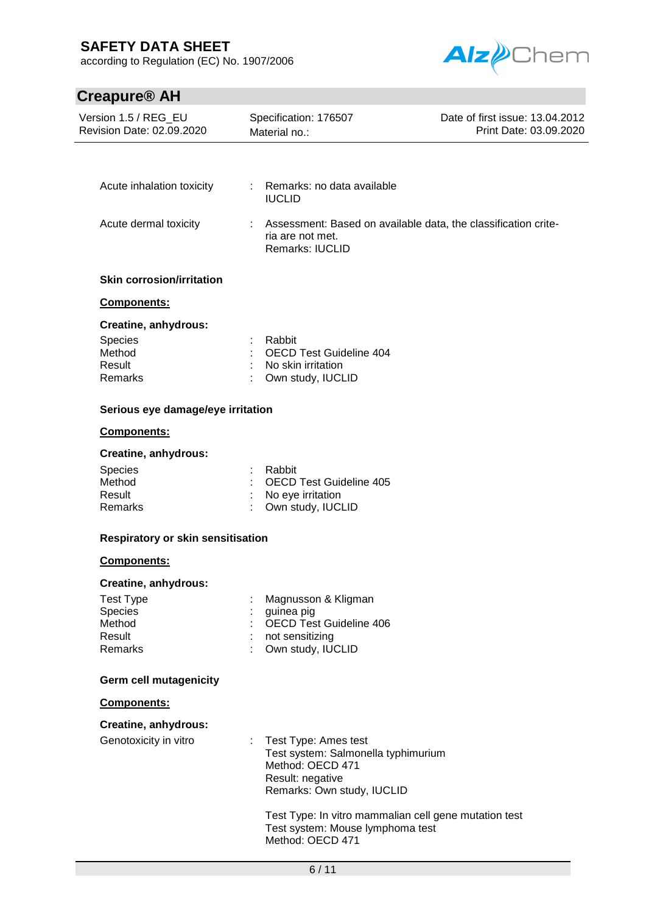Acute inhalation toxicity : Remarks: no data available
IUCLID

Acute dermal toxicity : Assessment: Based on available data, the classification criteria are not met.
Remarks: IUCLID

**Skin corrosion/irritation**

**Components:**

**Creatine, anhydrous:**

| | |
|---|---|
| Species | : Rabbit |
| Method | : OECD Test Guideline 404 |
| Result | : No skin irritation |
| Remarks | : Own study, IUCLID |

**Serious eye damage/eye irritation**

**Components:**

**Creatine, anhydrous:**

| | |
|---|---|
| Species | : Rabbit |
| Method | : OECD Test Guideline 405 |
| Result | : No eye irritation |
| Remarks | : Own study, IUCLID |

**Respiratory or skin sensitisation**

**Components:**

**Creatine, anhydrous:**

| | |
|---|---|
| Test Type | : Magnusson & Kligman |
| Species | : guinea pig |
| Method | : OECD Test Guideline 406 |
| Result | : not sensitizing |
| Remarks | : Own study, IUCLID |

**Germ cell mutagenicity**

**Components:**

**Creatine, anhydrous:**

Genotoxicity in vitro : Test Type: Ames test
Test system: Salmonella typhimurium
Method: OECD 471
Result: negative
Remarks: Own study, IUCLID

Test Type: In vitro mammalian cell gene mutation test
Test system: Mouse lymphoma test
Method: OECD 471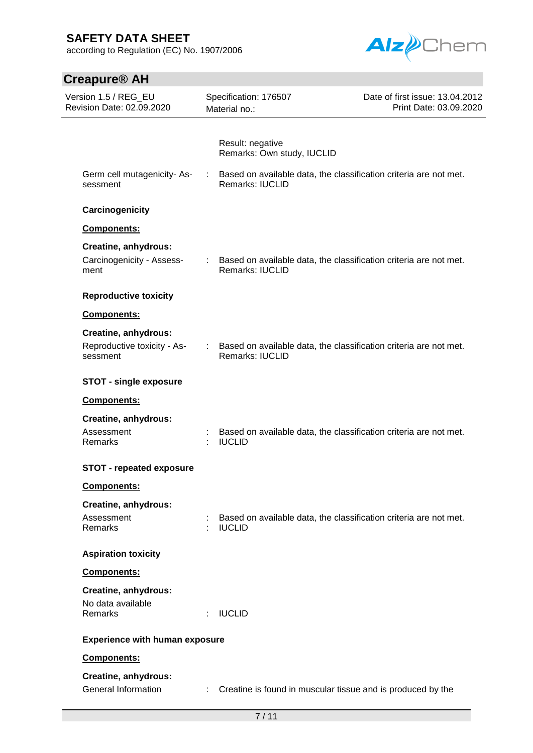Result: negative
Remarks: Own study, IUCLID

Germ cell mutagenicity- Assessment : Based on available data, the classification criteria are not met.
Remarks: IUCLID

**Carcinogenicity**

**Components:**

**Creatine, anhydrous:**

Carcinogenicity - Assessment : Based on available data, the classification criteria are not met.
Remarks: IUCLID

**Reproductive toxicity**

**Components:**

**Creatine, anhydrous:**

Reproductive toxicity - Assessment : Based on available data, the classification criteria are not met.
Remarks: IUCLID

**STOT - single exposure**

**Components:**

**Creatine, anhydrous:**

Assessment : Based on available data, the classification criteria are not met.
Remarks : IUCLID

**STOT - repeated exposure**

**Components:**

**Creatine, anhydrous:**

Assessment : Based on available data, the classification criteria are not met.
Remarks : IUCLID

**Aspiration toxicity**

**Components:**

**Creatine, anhydrous:**

No data available
Remarks : IUCLID

**Experience with human exposure**

**Components:**

**Creatine, anhydrous:**

General Information : Creatine is found in muscular tissue and is produced by the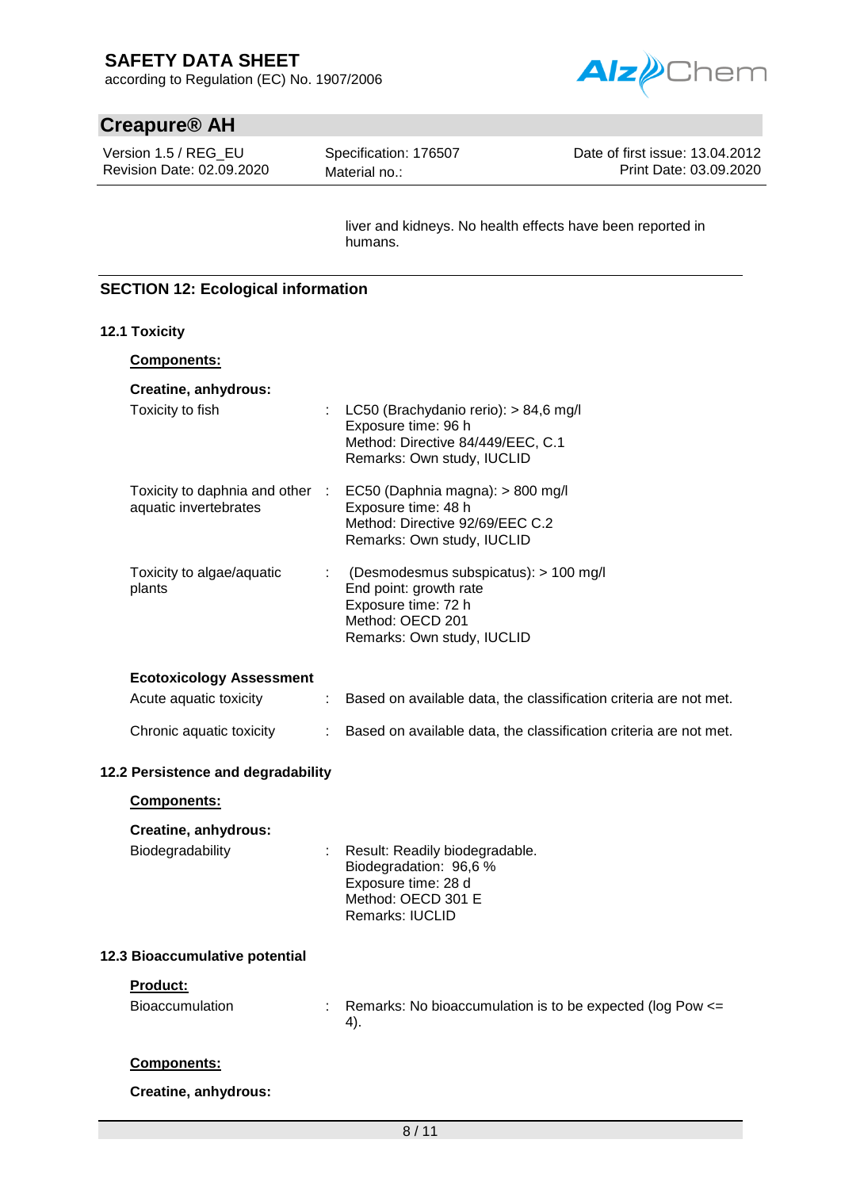liver and kidneys. No health effects have been reported in humans.

## SECTION 12: Ecological information

### 12.1 Toxicity

**Components:**

**Creatine, anhydrous:**

| | | |
|---|---|---|
| Toxicity to fish | : | LC50 (Brachydanio rerio): > 84,6 mg/l<br>Exposure time: 96 h<br>Method: Directive 84/449/EEC, C.1<br>Remarks: Own study, IUCLID |
| Toxicity to daphnia and other aquatic invertebrates | : | EC50 (Daphnia magna): > 800 mg/l<br>Exposure time: 48 h<br>Method: Directive 92/69/EEC C.2<br>Remarks: Own study, IUCLID |
| Toxicity to algae/aquatic plants | : | (Desmodesmus subspicatus): > 100 mg/l<br>End point: growth rate<br>Exposure time: 72 h<br>Method: OECD 201<br>Remarks: Own study, IUCLID |

**Ecotoxicology Assessment**

| | | |
|---|---|---|
| Acute aquatic toxicity | : | Based on available data, the classification criteria are not met. |
| Chronic aquatic toxicity | : | Based on available data, the classification criteria are not met. |

### 12.2 Persistence and degradability

**Components:**

**Creatine, anhydrous:**

| | | |
|---|---|---|
| Biodegradability | : | Result: Readily biodegradable.<br>Biodegradation: 96,6 %<br>Exposure time: 28 d<br>Method: OECD 301 E<br>Remarks: IUCLID |

### 12.3 Bioaccumulative potential

**Product:**

| | | |
|---|---|---|
| Bioaccumulation | : | Remarks: No bioaccumulation is to be expected (log Pow <= 4). |

**Components:**

**Creatine, anhydrous:**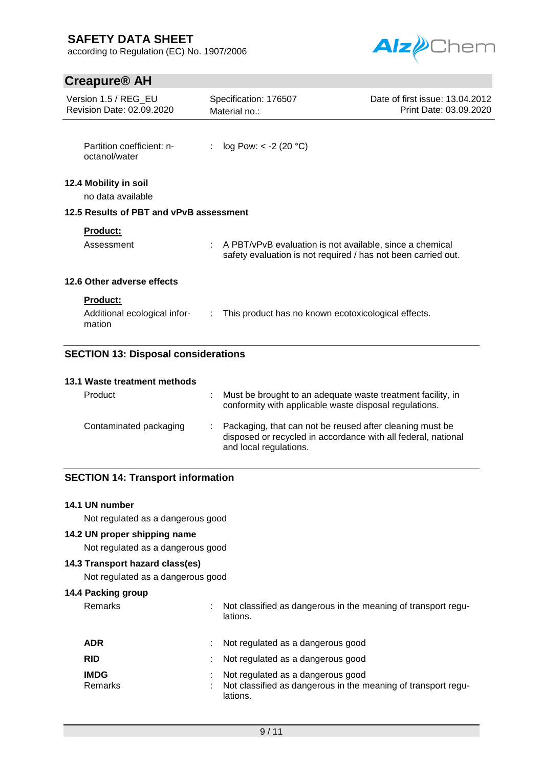Partition coefficient: n-octanol/water : log Pow: < -2 (20 °C)

**12.4 Mobility in soil**

no data available

**12.5 Results of PBT and vPvB assessment**

**Product:**

Assessment : A PBT/vPvB evaluation is not available, since a chemical safety evaluation is not required / has not been carried out.

**12.6 Other adverse effects**

**Product:**

Additional ecological information : This product has no known ecotoxicological effects.

## SECTION 13: Disposal considerations

**13.1 Waste treatment methods**

Product : Must be brought to an adequate waste treatment facility, in conformity with applicable waste disposal regulations.

Contaminated packaging : Packaging, that can not be reused after cleaning must be disposed or recycled in accordance with all federal, national and local regulations.

## SECTION 14: Transport information

**14.1 UN number**

Not regulated as a dangerous good

**14.2 UN proper shipping name**

Not regulated as a dangerous good

**14.3 Transport hazard class(es)**

Not regulated as a dangerous good

**14.4 Packing group**

Remarks : Not classified as dangerous in the meaning of transport regulations.

**ADR** : Not regulated as a dangerous good

**RID** : Not regulated as a dangerous good

**IMDG** : Not regulated as a dangerous good
Remarks : Not classified as dangerous in the meaning of transport regulations.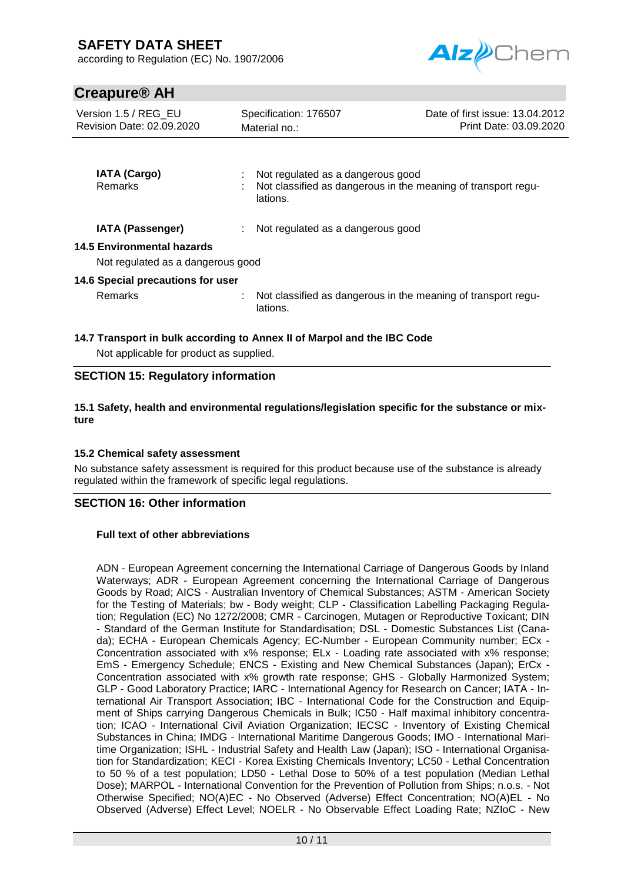| | | |
|---|---|---|
| **IATA (Cargo)** | : | Not regulated as a dangerous good |
| Remarks | : | Not classified as dangerous in the meaning of transport regulations. |
| **IATA (Passenger)** | : | Not regulated as a dangerous good |

**14.5 Environmental hazards**

Not regulated as a dangerous good

**14.6 Special precautions for user**

| | | |
|---|---|---|
| Remarks | : | Not classified as dangerous in the meaning of transport regulations. |

**14.7 Transport in bulk according to Annex II of Marpol and the IBC Code**

Not applicable for product as supplied.

## SECTION 15: Regulatory information

**15.1 Safety, health and environmental regulations/legislation specific for the substance or mixture**

**15.2 Chemical safety assessment**

No substance safety assessment is required for this product because use of the substance is already regulated within the framework of specific legal regulations.

## SECTION 16: Other information

**Full text of other abbreviations**

ADN - European Agreement concerning the International Carriage of Dangerous Goods by Inland Waterways; ADR - European Agreement concerning the International Carriage of Dangerous Goods by Road; AICS - Australian Inventory of Chemical Substances; ASTM - American Society for the Testing of Materials; bw - Body weight; CLP - Classification Labelling Packaging Regulation; Regulation (EC) No 1272/2008; CMR - Carcinogen, Mutagen or Reproductive Toxicant; DIN - Standard of the German Institute for Standardisation; DSL - Domestic Substances List (Canada); ECHA - European Chemicals Agency; EC-Number - European Community number; ECx - Concentration associated with x% response; ELx - Loading rate associated with x% response; EmS - Emergency Schedule; ENCS - Existing and New Chemical Substances (Japan); ErCx - Concentration associated with x% growth rate response; GHS - Globally Harmonized System; GLP - Good Laboratory Practice; IARC - International Agency for Research on Cancer; IATA - International Air Transport Association; IBC - International Code for the Construction and Equipment of Ships carrying Dangerous Chemicals in Bulk; IC50 - Half maximal inhibitory concentration; ICAO - International Civil Aviation Organization; IECSC - Inventory of Existing Chemical Substances in China; IMDG - International Maritime Dangerous Goods; IMO - International Maritime Organization; ISHL - Industrial Safety and Health Law (Japan); ISO - International Organisation for Standardization; KECI - Korea Existing Chemicals Inventory; LC50 - Lethal Concentration to 50 % of a test population; LD50 - Lethal Dose to 50% of a test population (Median Lethal Dose); MARPOL - International Convention for the Prevention of Pollution from Ships; n.o.s. - Not Otherwise Specified; NO(A)EC - No Observed (Adverse) Effect Concentration; NO(A)EL - No Observed (Adverse) Effect Level; NOELR - No Observable Effect Loading Rate; NZIoC - New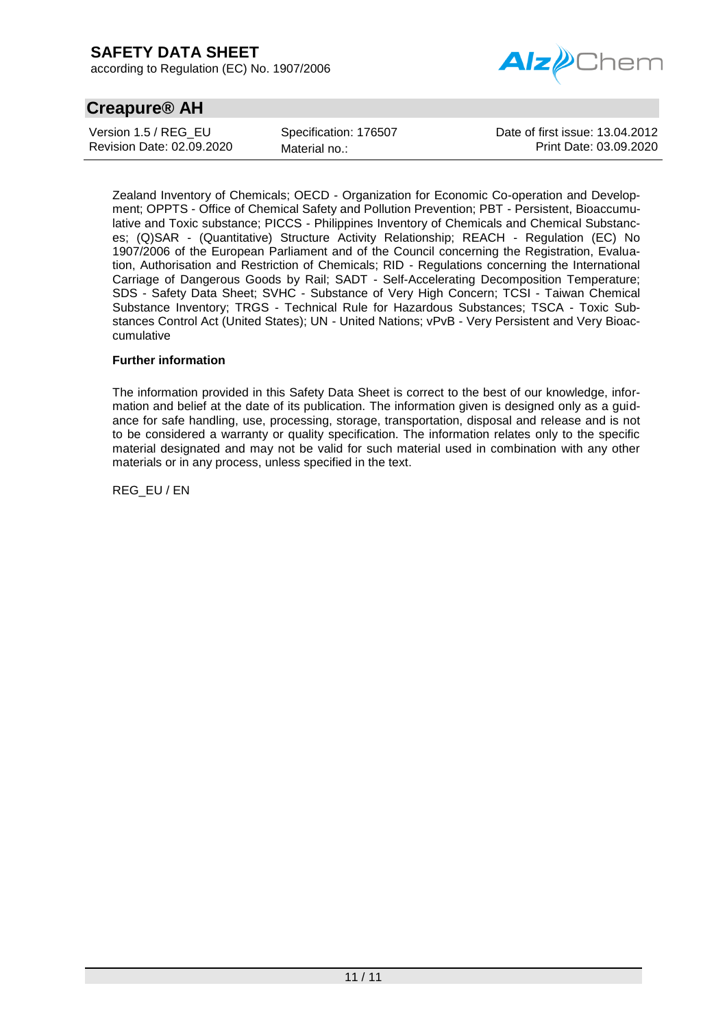Zealand Inventory of Chemicals; OECD - Organization for Economic Co-operation and Development; OPPTS - Office of Chemical Safety and Pollution Prevention; PBT - Persistent, Bioaccumulative and Toxic substance; PICCS - Philippines Inventory of Chemicals and Chemical Substances; (Q)SAR - (Quantitative) Structure Activity Relationship; REACH - Regulation (EC) No 1907/2006 of the European Parliament and of the Council concerning the Registration, Evaluation, Authorisation and Restriction of Chemicals; RID - Regulations concerning the International Carriage of Dangerous Goods by Rail; SADT - Self-Accelerating Decomposition Temperature; SDS - Safety Data Sheet; SVHC - Substance of Very High Concern; TCSI - Taiwan Chemical Substance Inventory; TRGS - Technical Rule for Hazardous Substances; TSCA - Toxic Substances Control Act (United States); UN - United Nations; vPvB - Very Persistent and Very Bioaccumulative

**Further information**

The information provided in this Safety Data Sheet is correct to the best of our knowledge, information and belief at the date of its publication. The information given is designed only as a guidance for safe handling, use, processing, storage, transportation, disposal and release and is not to be considered a warranty or quality specification. The information relates only to the specific material designated and may not be valid for such material used in combination with any other materials or in any process, unless specified in the text.

REG_EU / EN